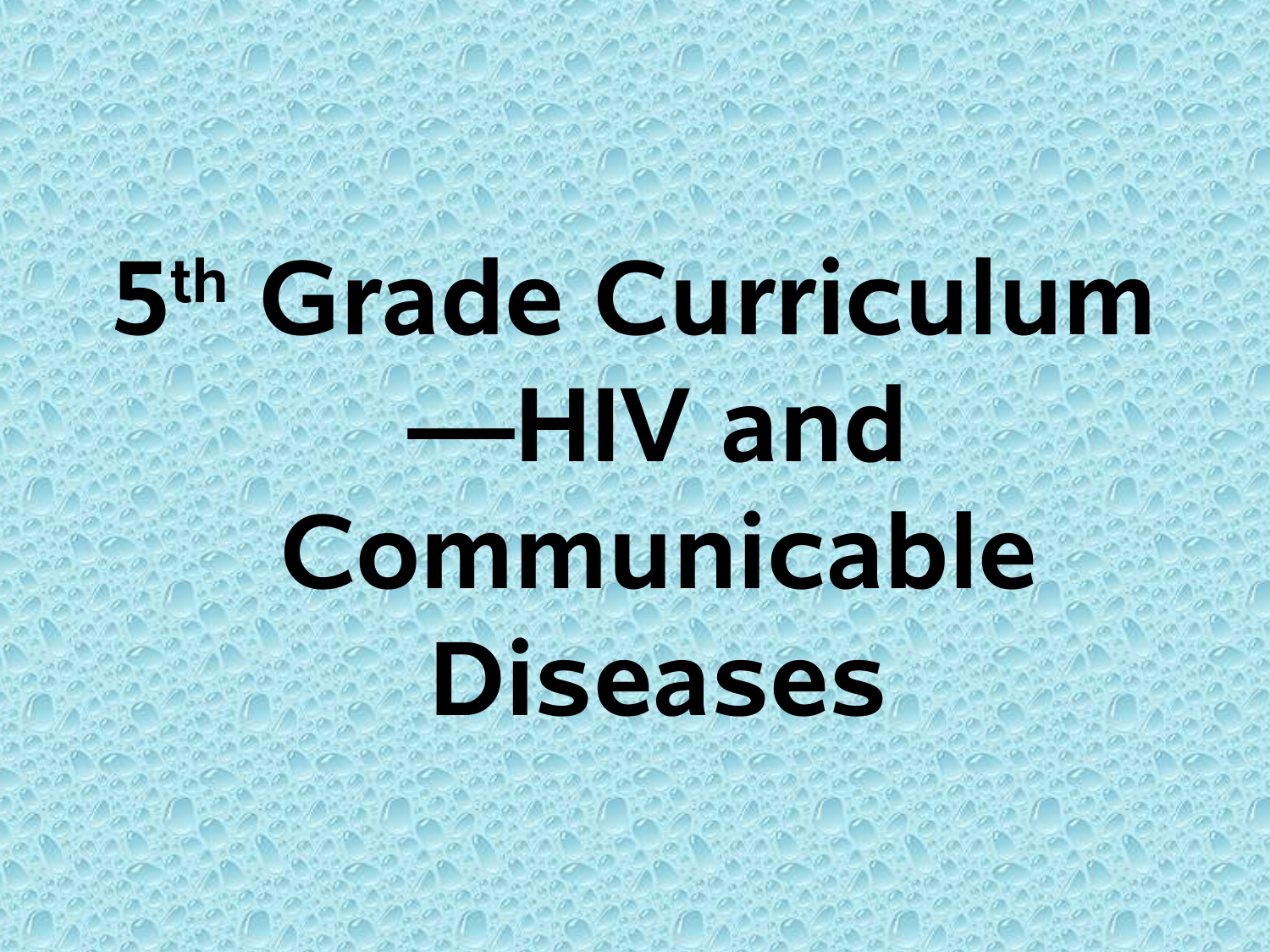# 5th Grade Curriculum—HIV and Communicable Diseases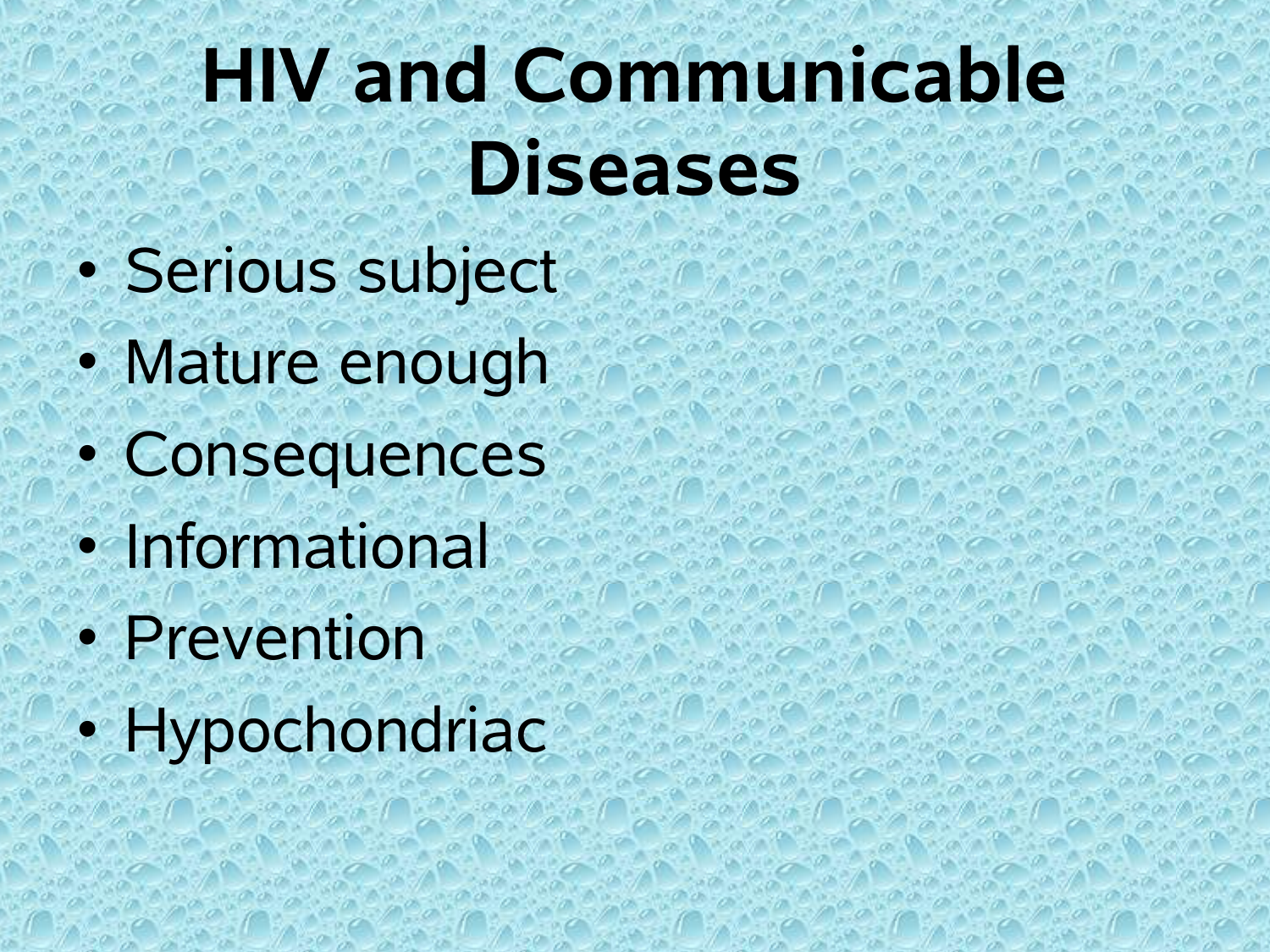# HIV and Communicable Diseases

- Serious subject
- Mature enough
- Consequences
- Informational
- Prevention
- Hypochondriac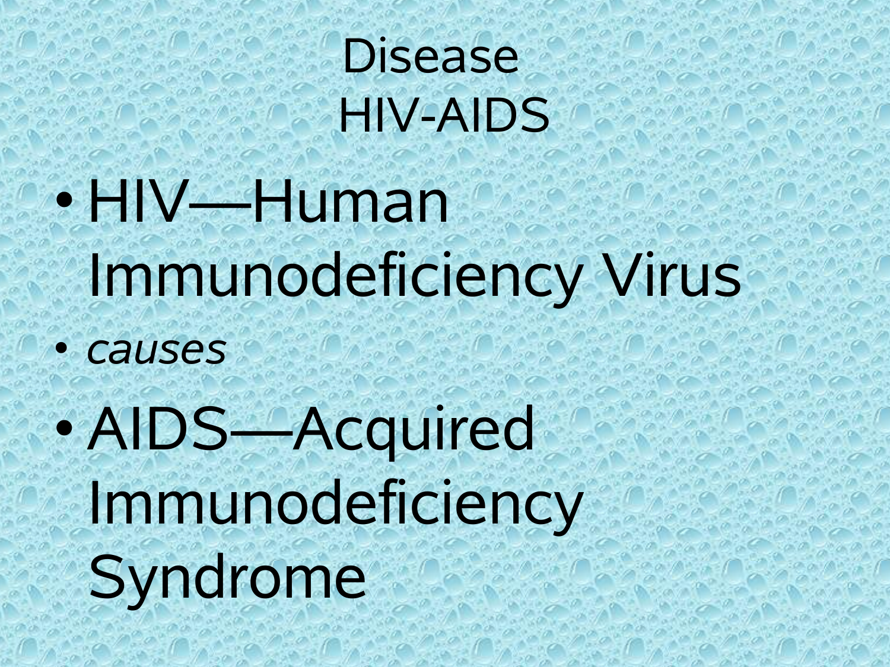# Disease
# HIV-AIDS

- HIV—Human Immunodeficiency Virus
- *causes*
- AIDS—Acquired Immunodeficiency Syndrome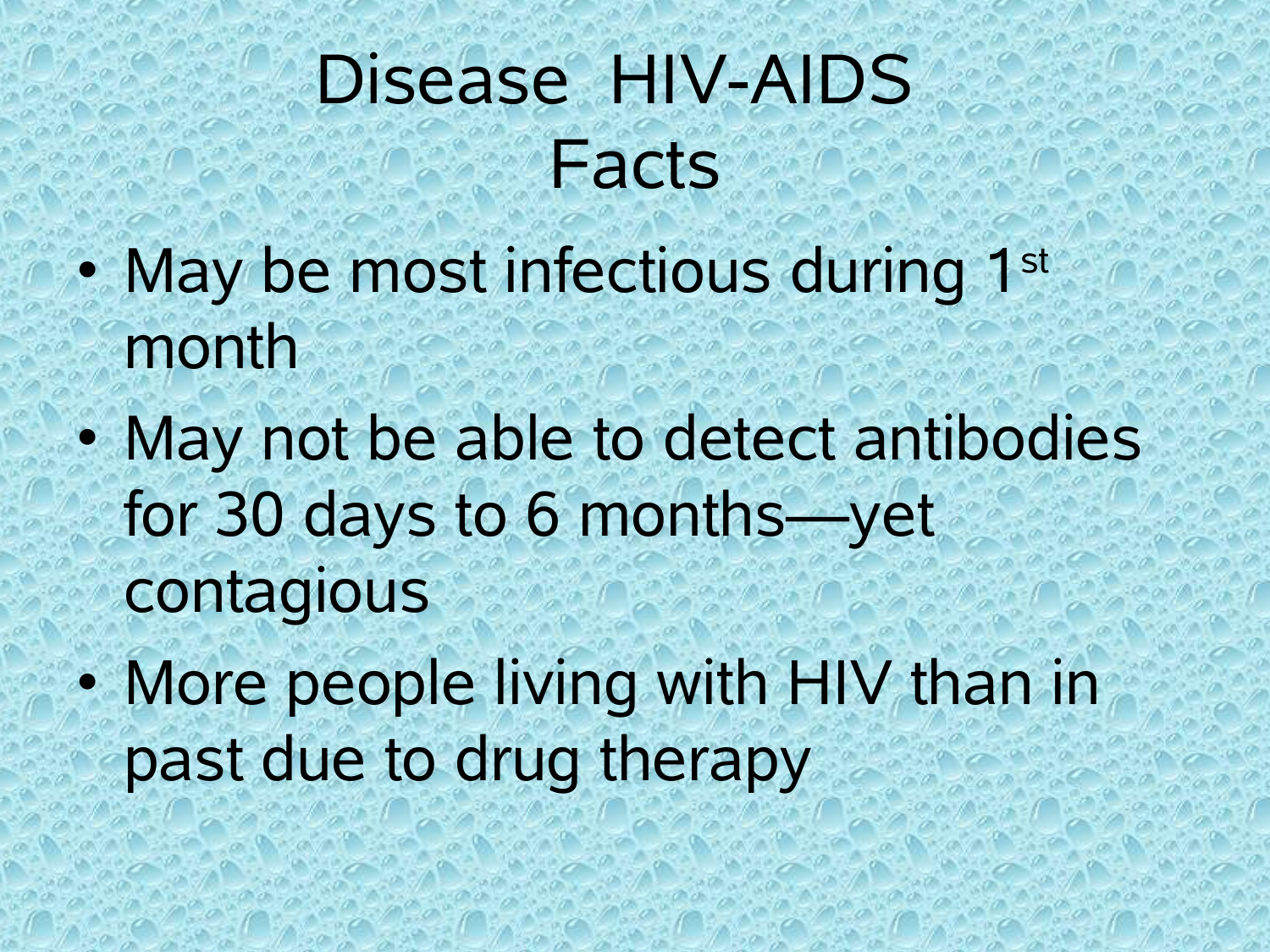# Disease HIV-AIDS Facts

- May be most infectious during 1st month
- May not be able to detect antibodies for 30 days to 6 months—yet contagious
- More people living with HIV than in past due to drug therapy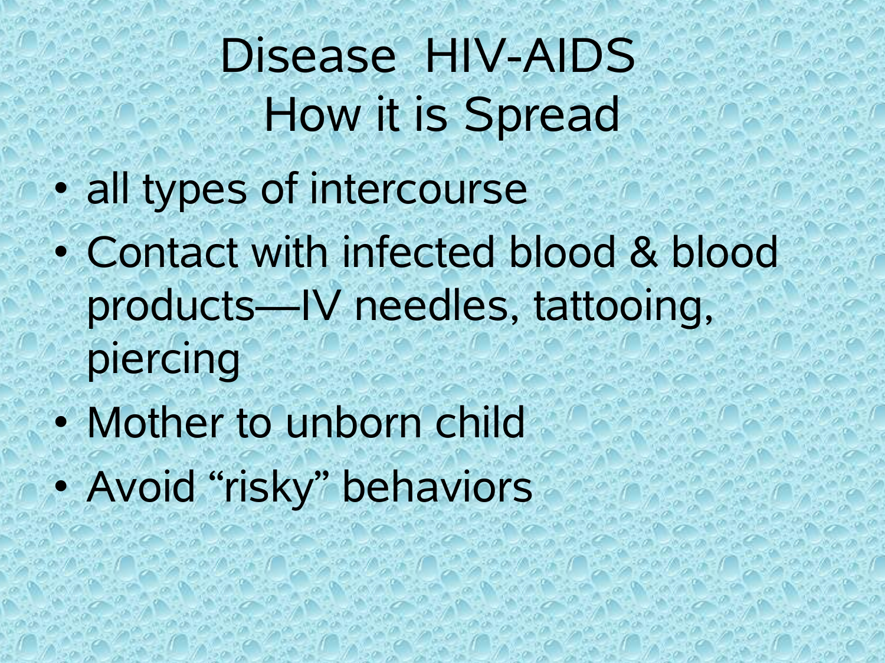# Disease HIV-AIDS
# How it is Spread

- all types of intercourse
- Contact with infected blood & blood products—IV needles, tattooing, piercing
- Mother to unborn child
- Avoid “risky” behaviors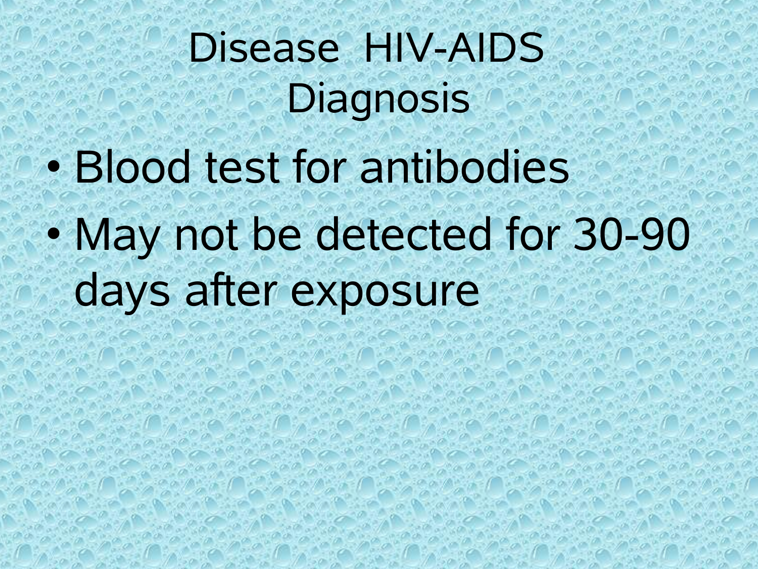# Disease HIV-AIDS
## Diagnosis

- Blood test for antibodies
- May not be detected for 30-90 days after exposure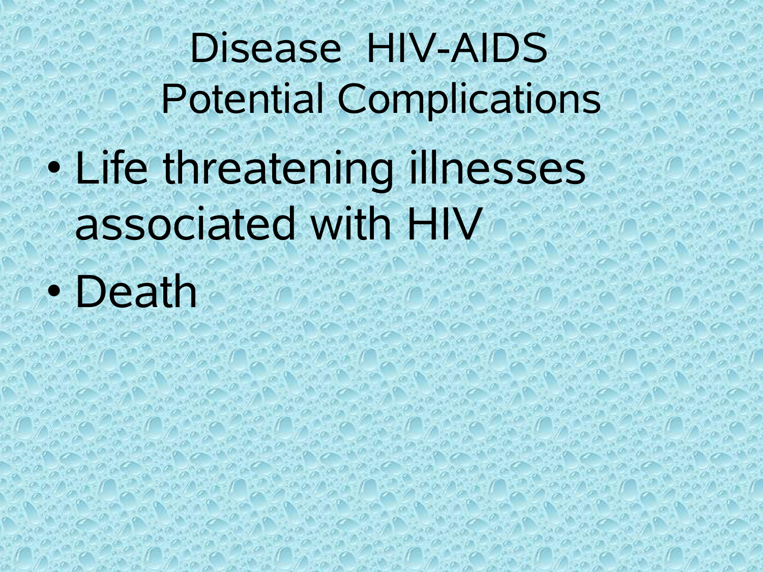# Disease HIV-AIDS Potential Complications

- Life threatening illnesses associated with HIV
- Death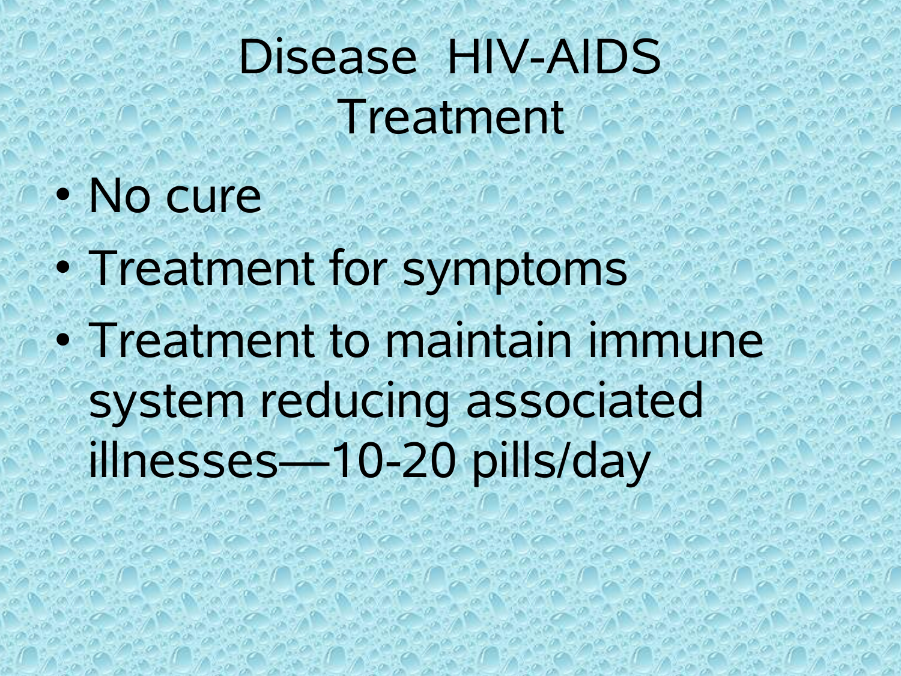# Disease HIV-AIDS Treatment

- No cure
- Treatment for symptoms
- Treatment to maintain immune system reducing associated illnesses—10-20 pills/day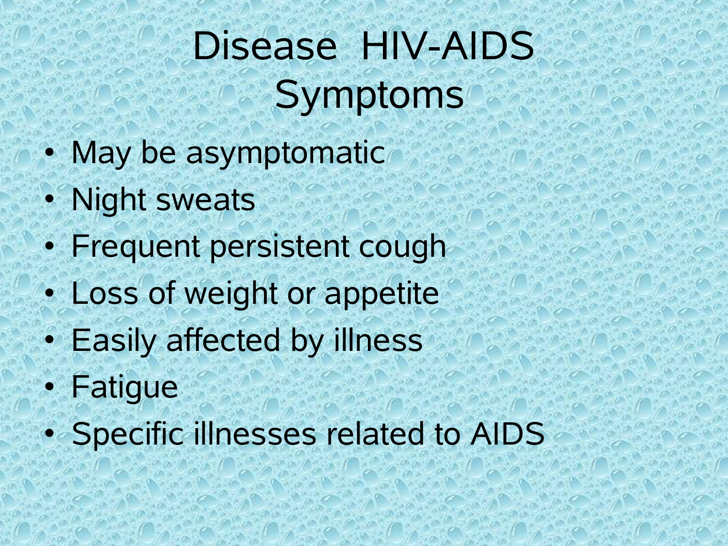# Disease HIV-AIDS Symptoms

- May be asymptomatic
- Night sweats
- Frequent persistent cough
- Loss of weight or appetite
- Easily affected by illness
- Fatigue
- Specific illnesses related to AIDS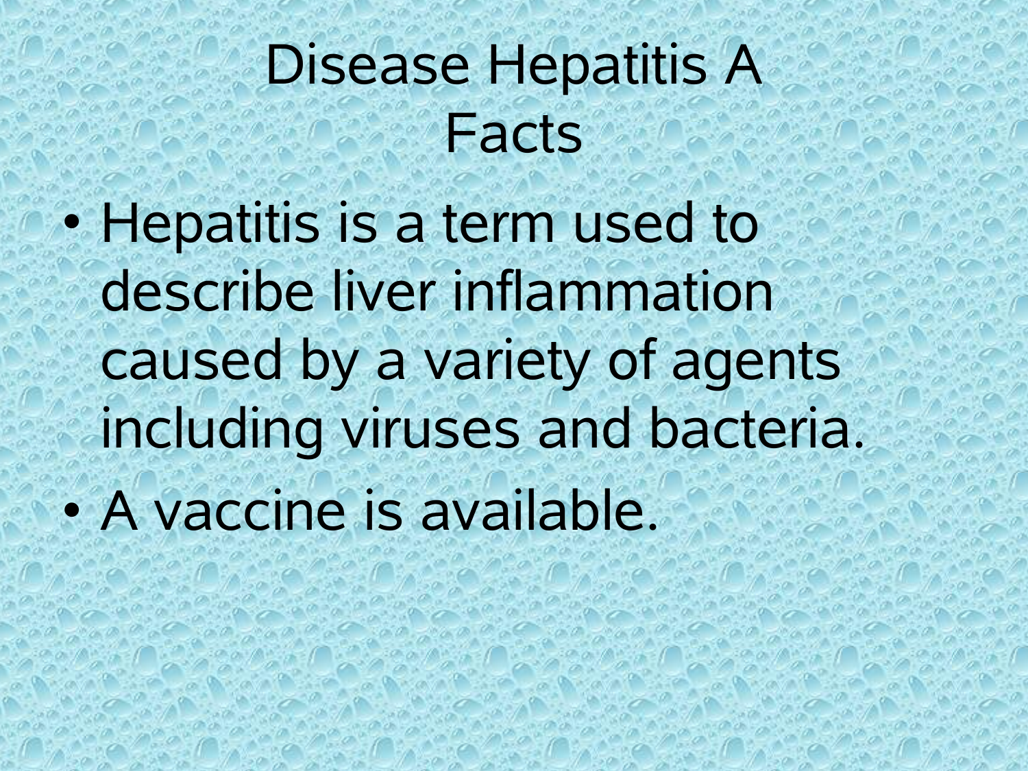# Disease Hepatitis A Facts

- Hepatitis is a term used to describe liver inflammation caused by a variety of agents including viruses and bacteria.
- A vaccine is available.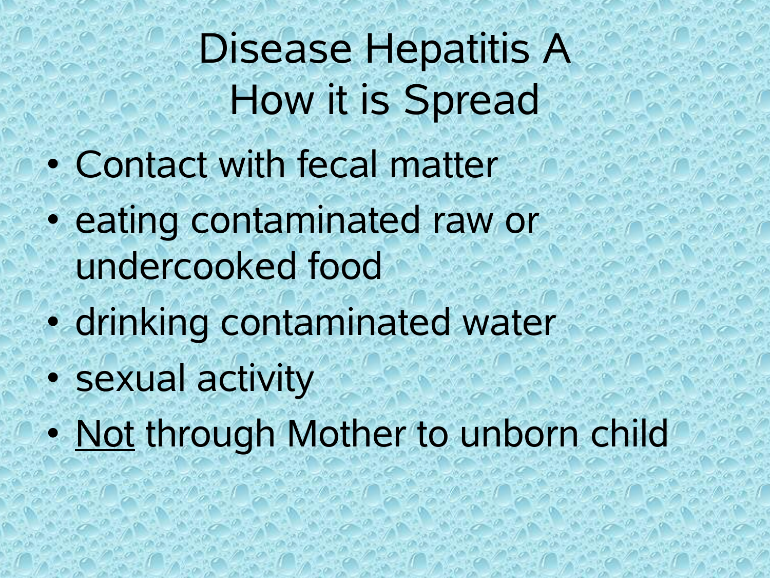# Disease Hepatitis A
# How it is Spread

- Contact with fecal matter
- eating contaminated raw or undercooked food
- drinking contaminated water
- sexual activity
- <u>Not</u> through Mother to unborn child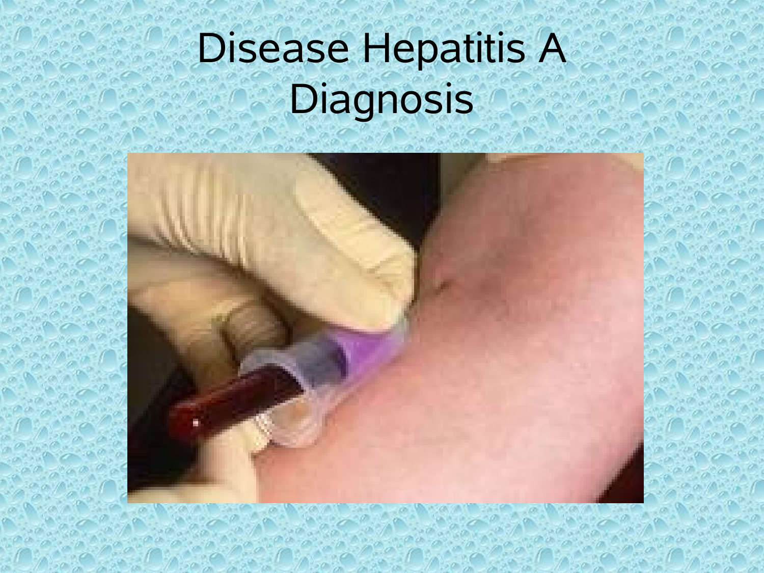# Disease Hepatitis A Diagnosis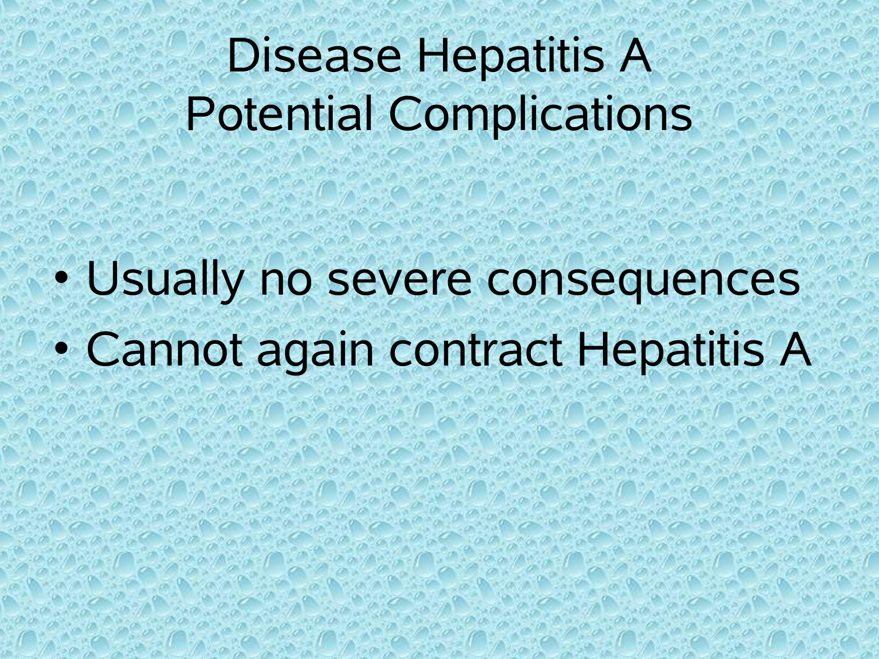# Disease Hepatitis A Potential Complications

- Usually no severe consequences
- Cannot again contract Hepatitis A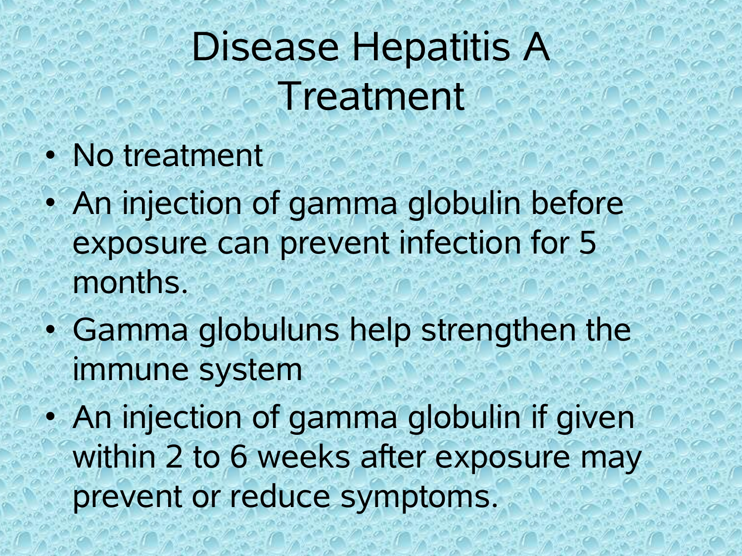# Disease Hepatitis A Treatment

- No treatment
- An injection of gamma globulin before exposure can prevent infection for 5 months.
- Gamma globuluns help strengthen the immune system
- An injection of gamma globulin if given within 2 to 6 weeks after exposure may prevent or reduce symptoms.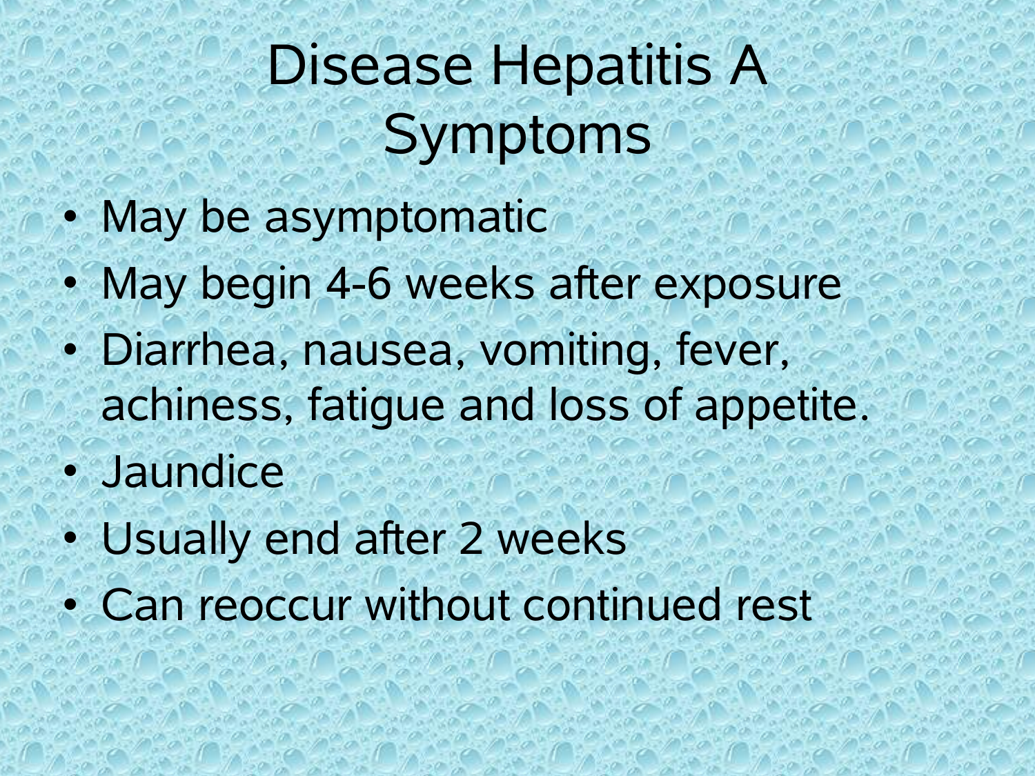# Disease Hepatitis A Symptoms

- May be asymptomatic
- May begin 4-6 weeks after exposure
- Diarrhea, nausea, vomiting, fever, achiness, fatigue and loss of appetite.
- Jaundice
- Usually end after 2 weeks
- Can reoccur without continued rest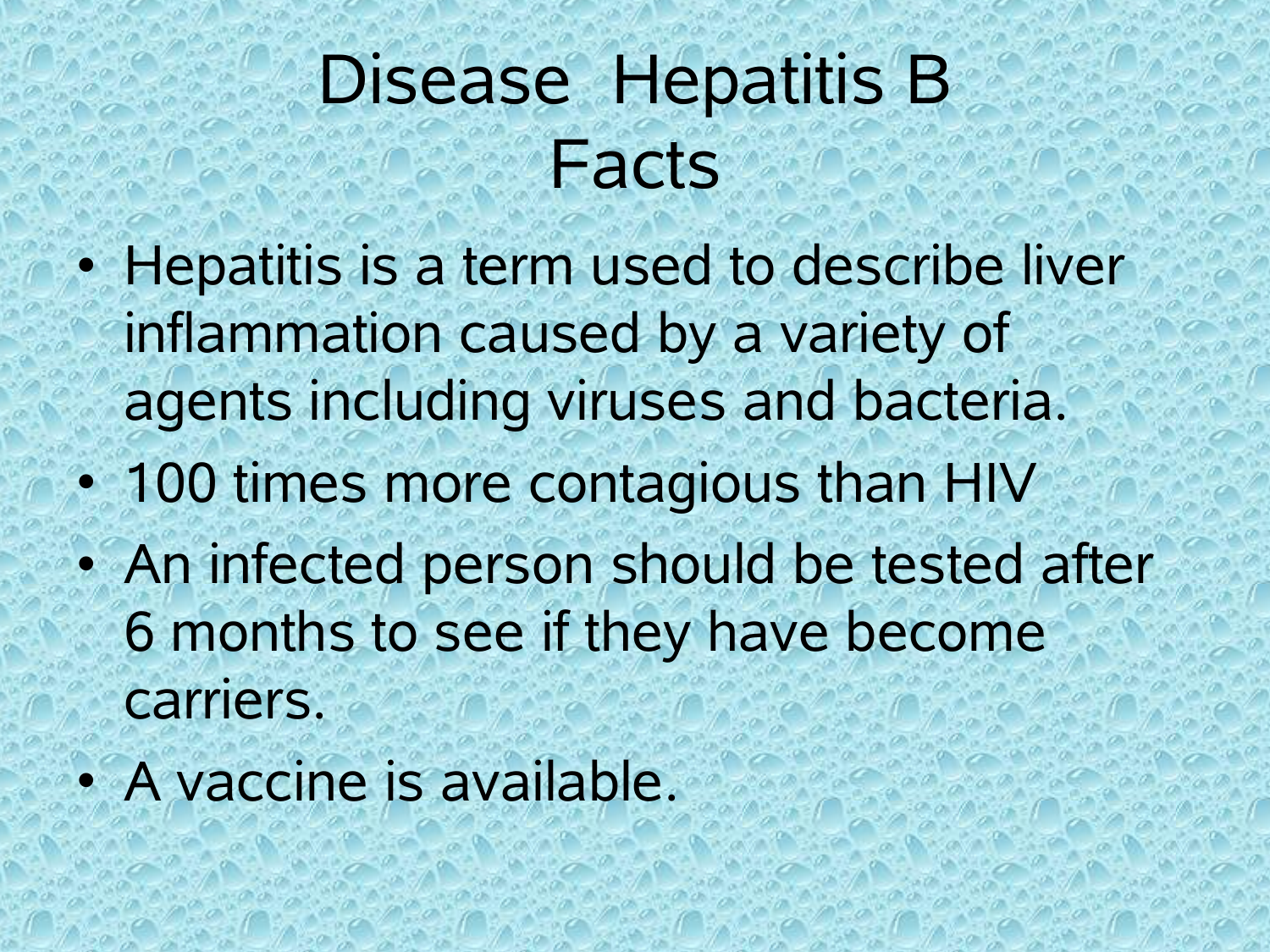# Disease Hepatitis B Facts

- Hepatitis is a term used to describe liver inflammation caused by a variety of agents including viruses and bacteria.
- 100 times more contagious than HIV
- An infected person should be tested after 6 months to see if they have become carriers.
- A vaccine is available.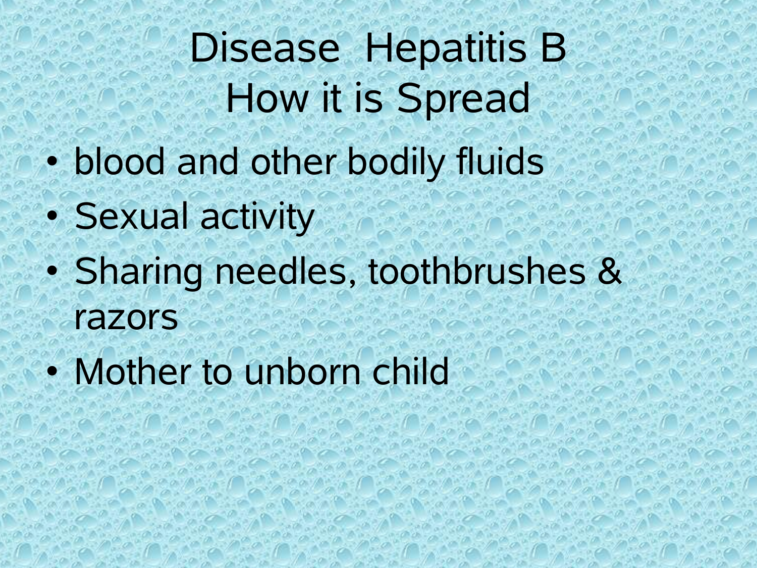# Disease Hepatitis B
# How it is Spread

- blood and other bodily fluids
- Sexual activity
- Sharing needles, toothbrushes & razors
- Mother to unborn child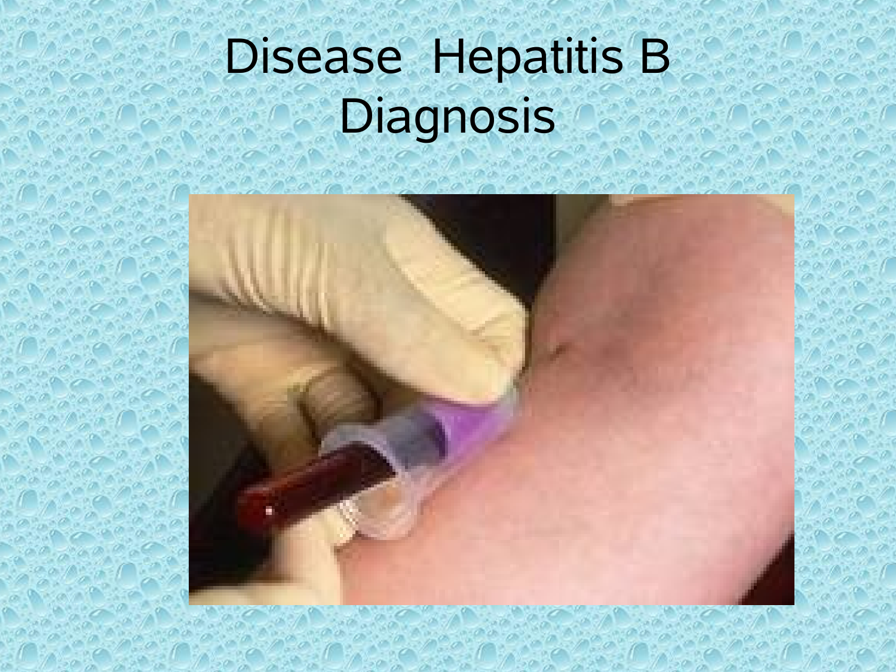# Disease Hepatitis B Diagnosis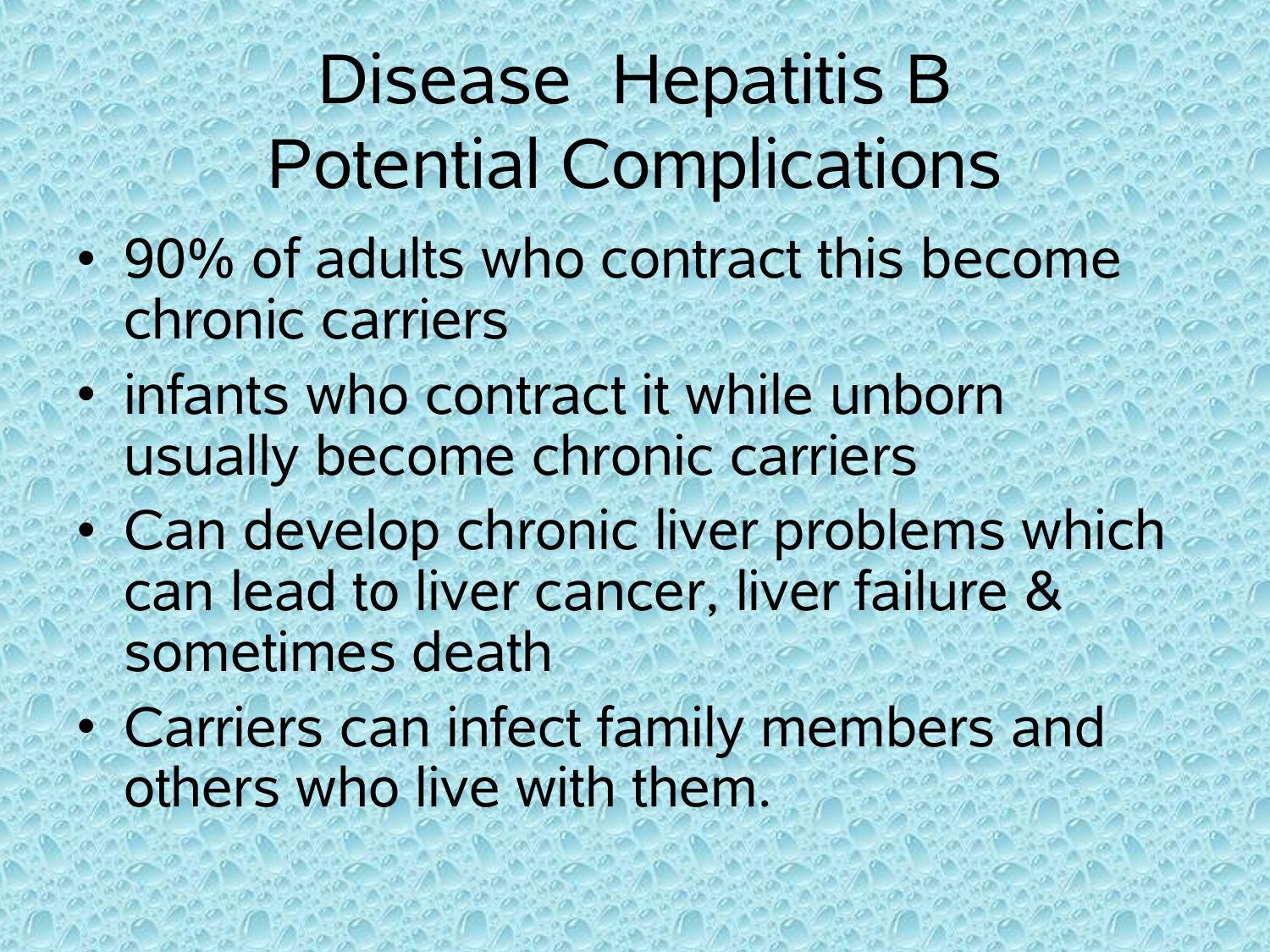# Disease Hepatitis B Potential Complications

- 90% of adults who contract this become chronic carriers
- infants who contract it while unborn usually become chronic carriers
- Can develop chronic liver problems which can lead to liver cancer, liver failure & sometimes death
- Carriers can infect family members and others who live with them.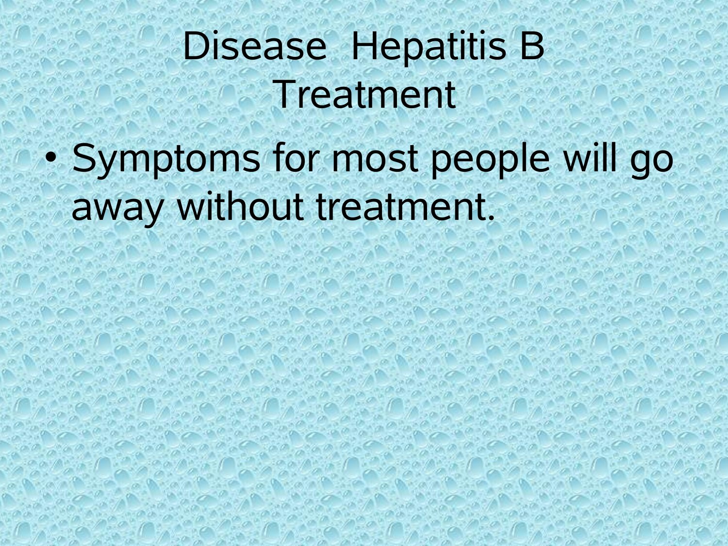# Disease Hepatitis B Treatment

- Symptoms for most people will go away without treatment.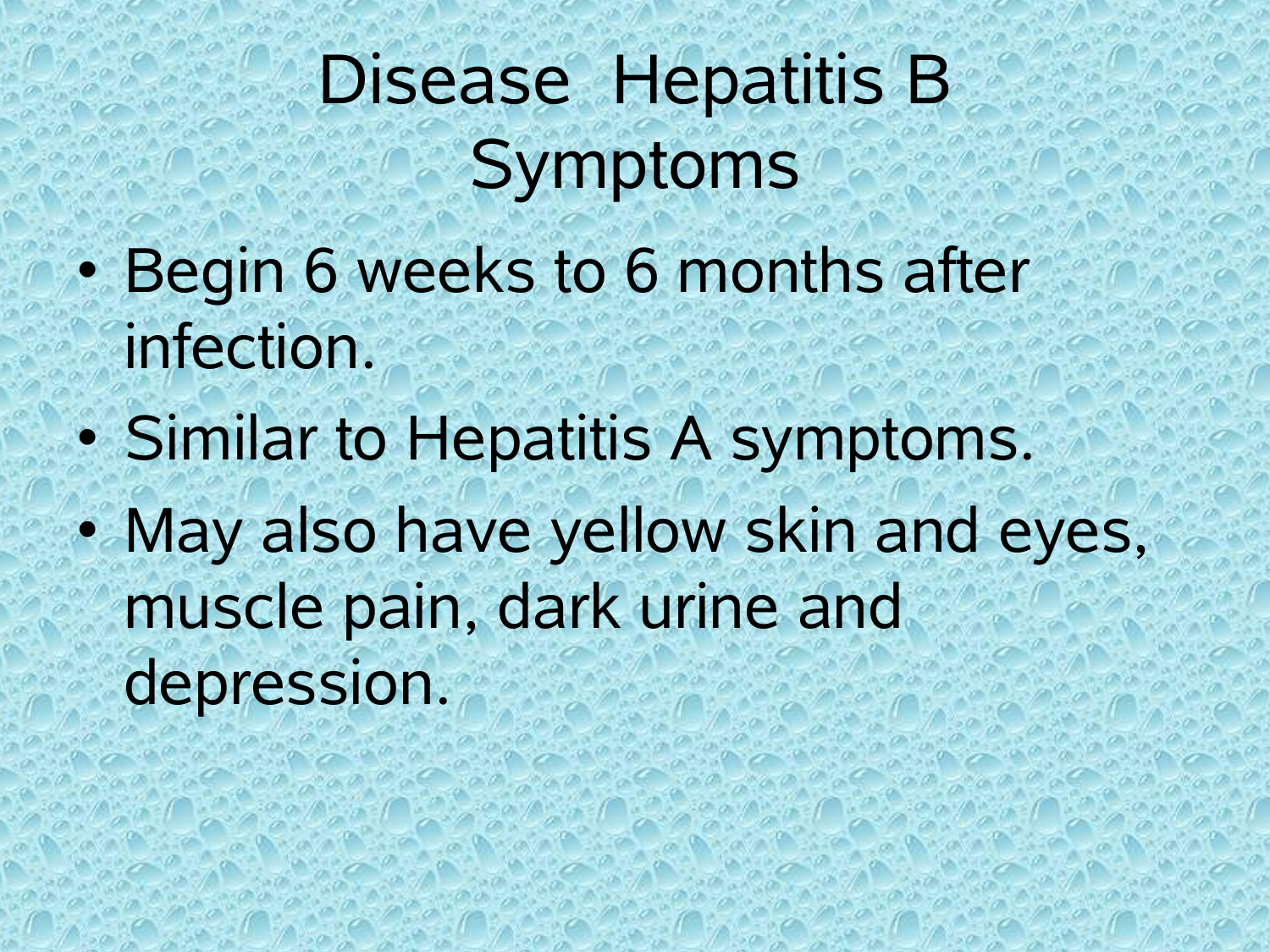# Disease Hepatitis B Symptoms

- Begin 6 weeks to 6 months after infection.
- Similar to Hepatitis A symptoms.
- May also have yellow skin and eyes, muscle pain, dark urine and depression.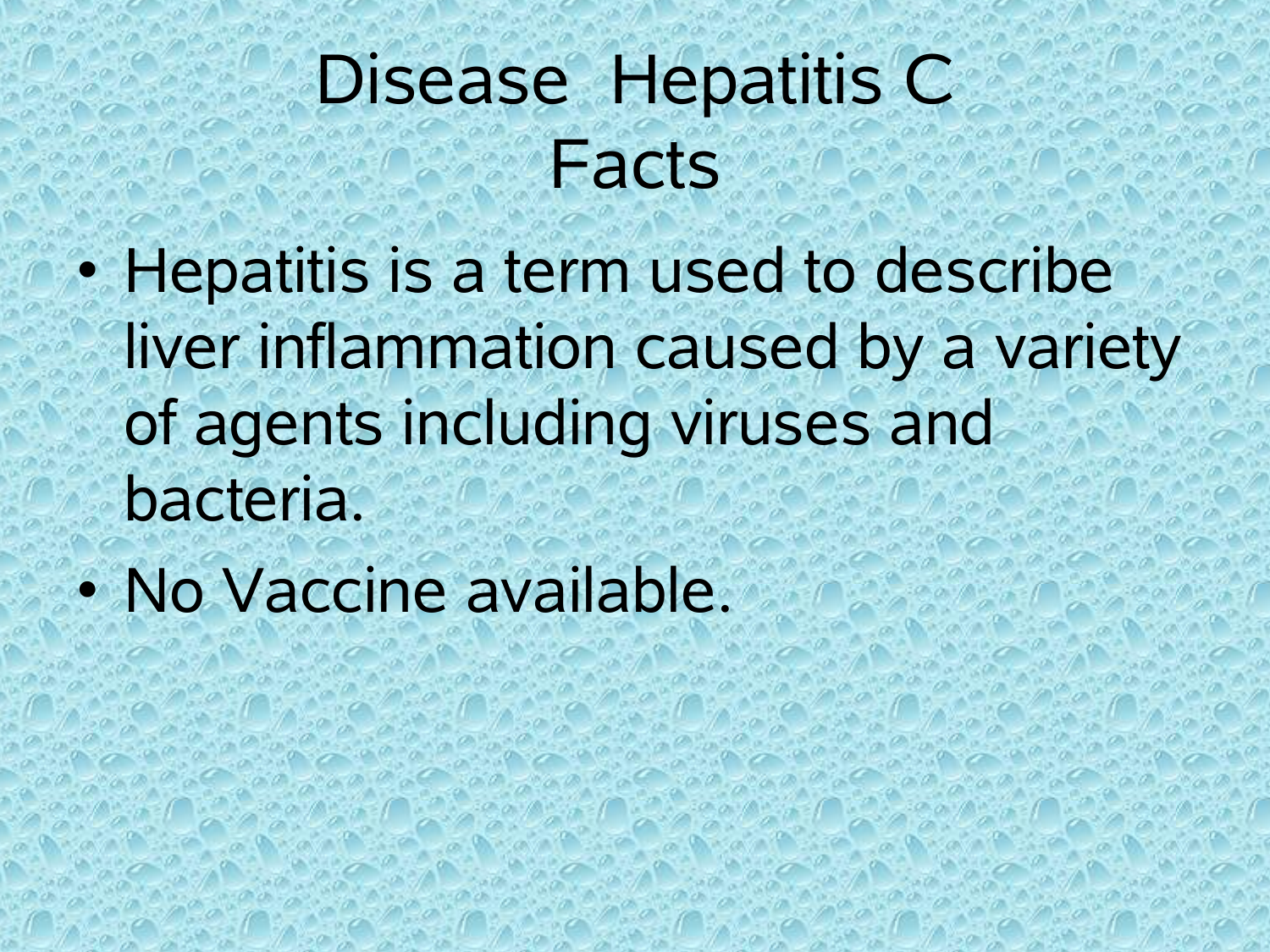# Disease Hepatitis C Facts

- Hepatitis is a term used to describe liver inflammation caused by a variety of agents including viruses and bacteria.
- No Vaccine available.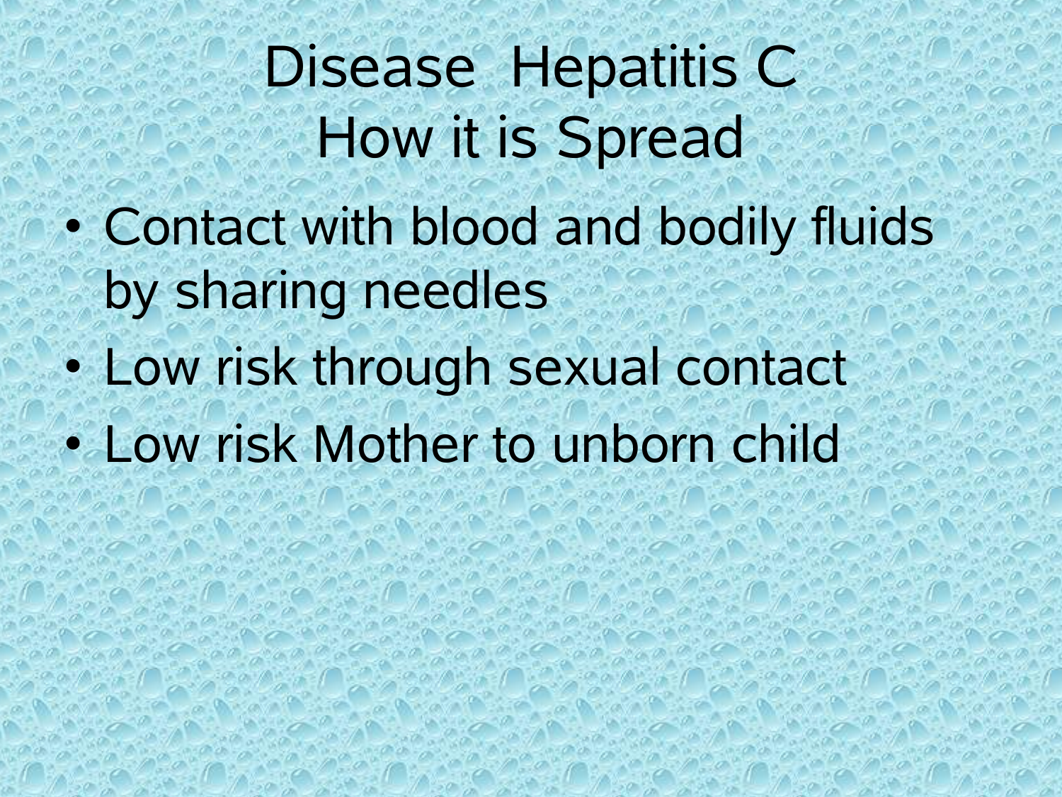# Disease Hepatitis C How it is Spread

- Contact with blood and bodily fluids by sharing needles
- Low risk through sexual contact
- Low risk Mother to unborn child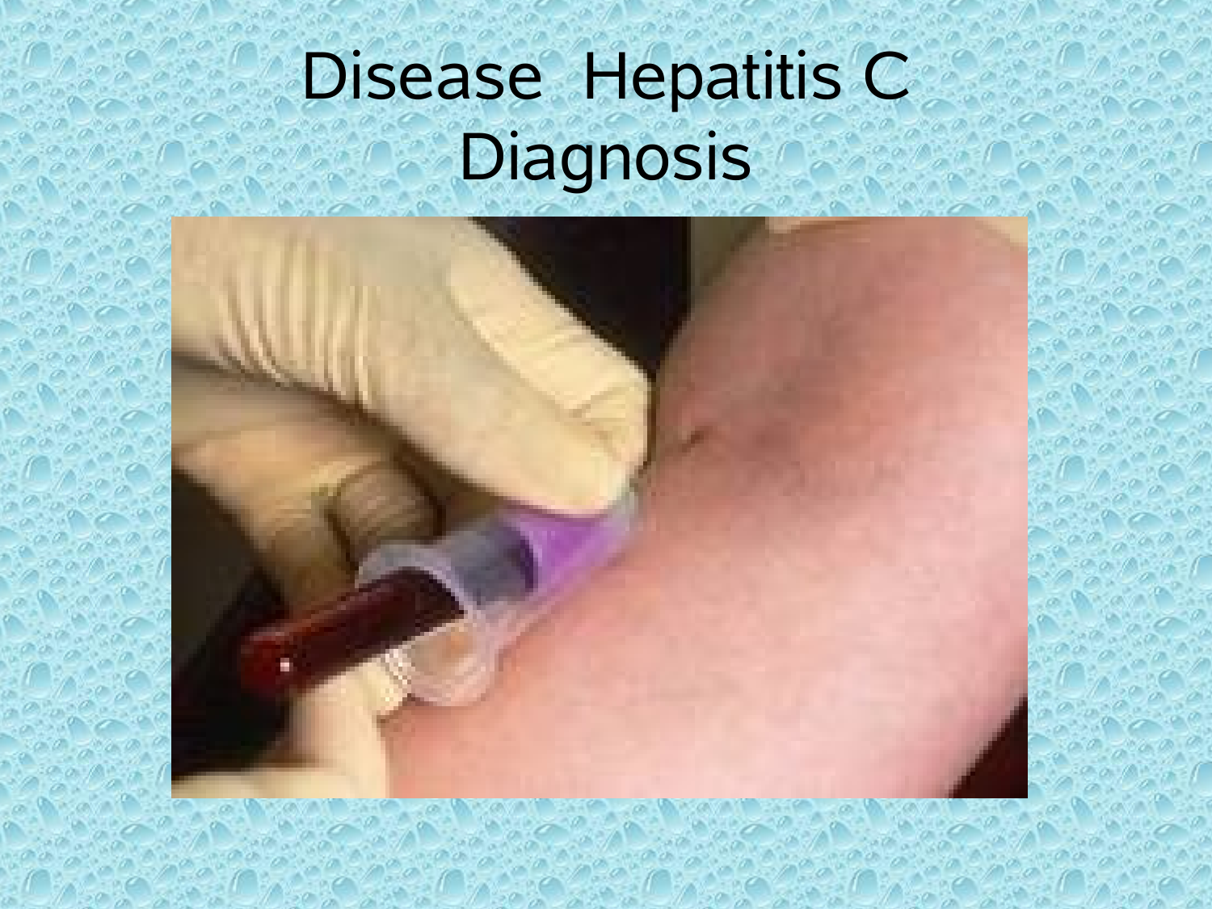# Disease Hepatitis C Diagnosis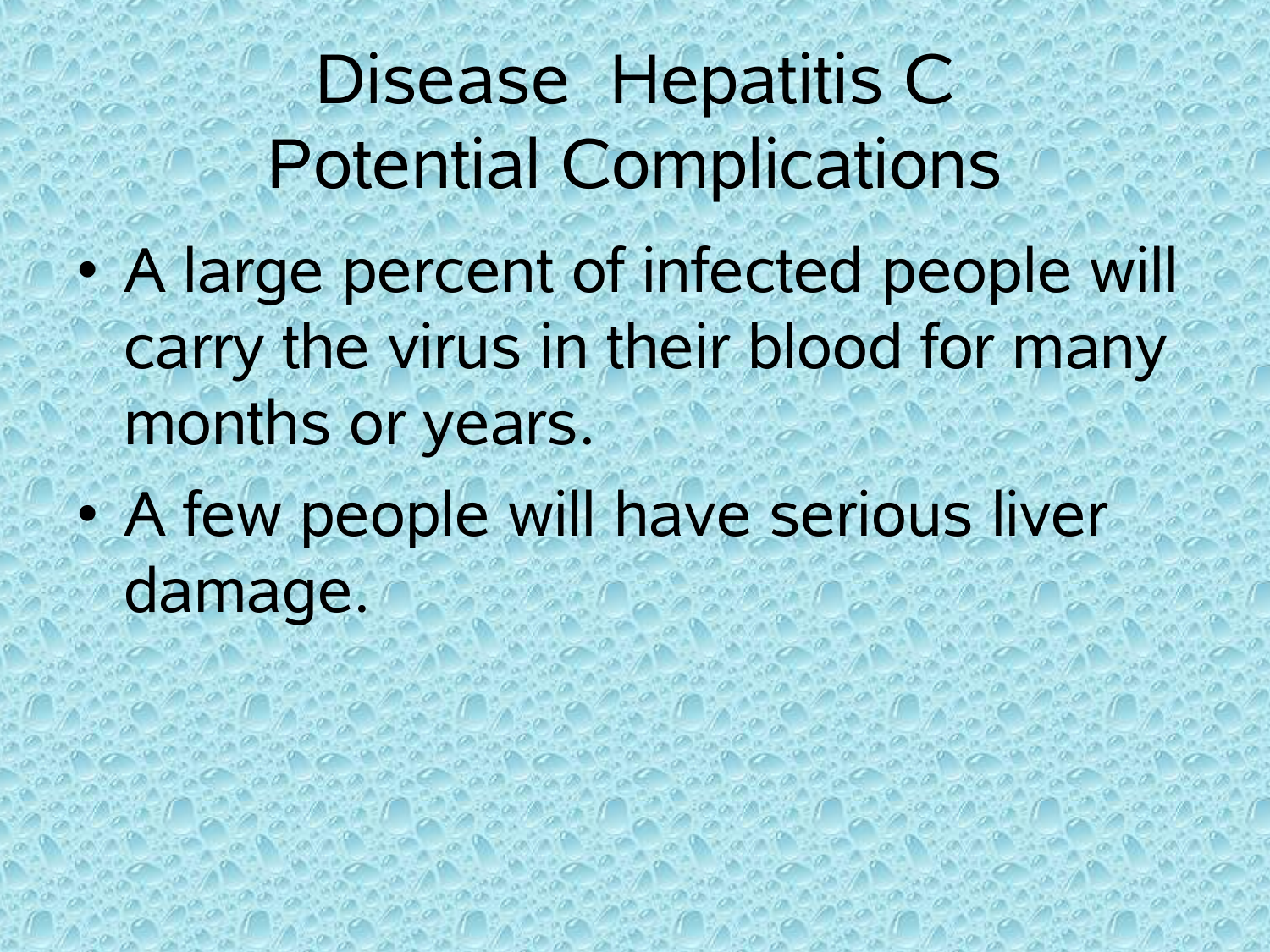# Disease Hepatitis C Potential Complications

- A large percent of infected people will carry the virus in their blood for many months or years.
- A few people will have serious liver damage.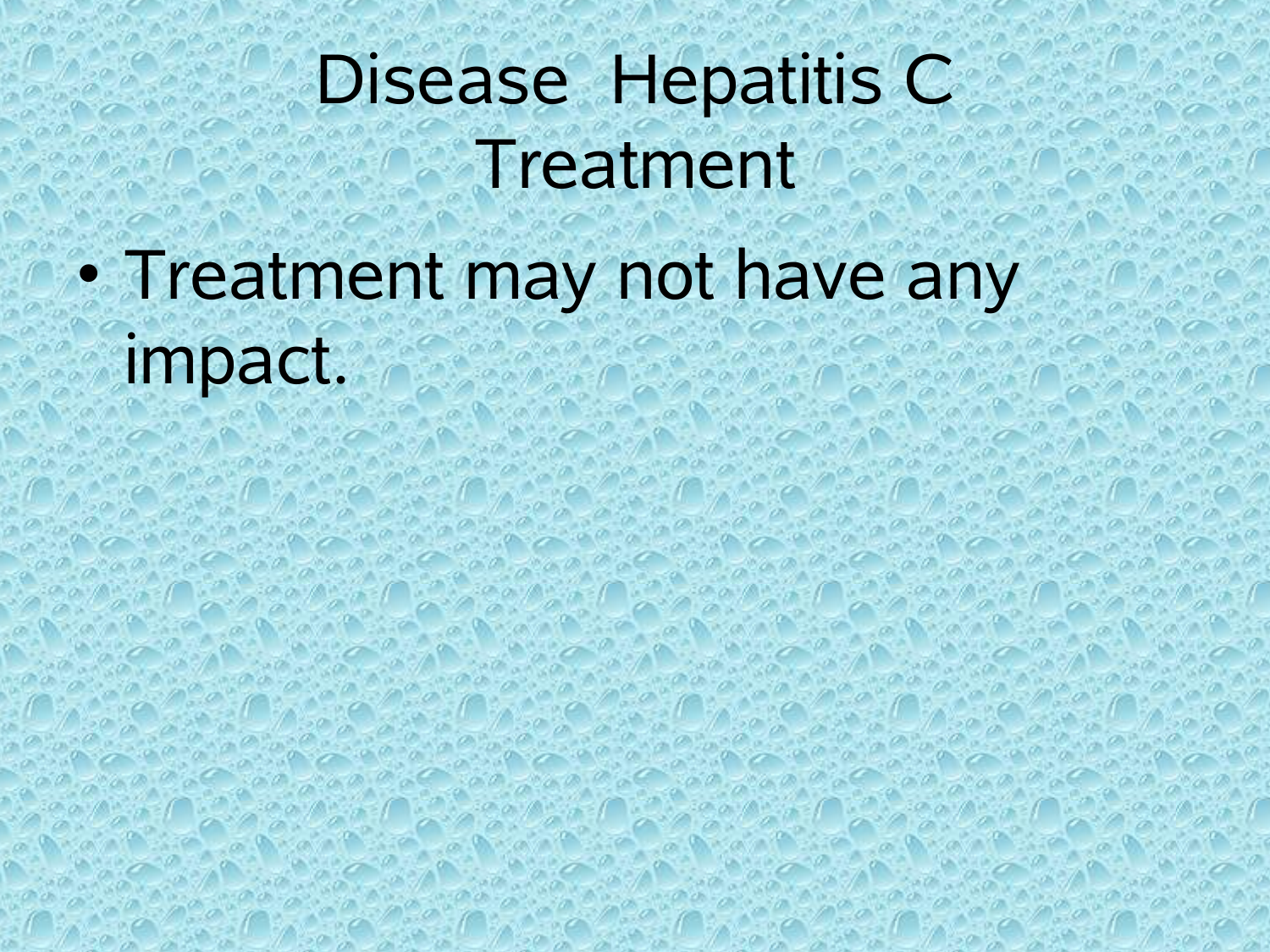# Disease Hepatitis C Treatment

- Treatment may not have any impact.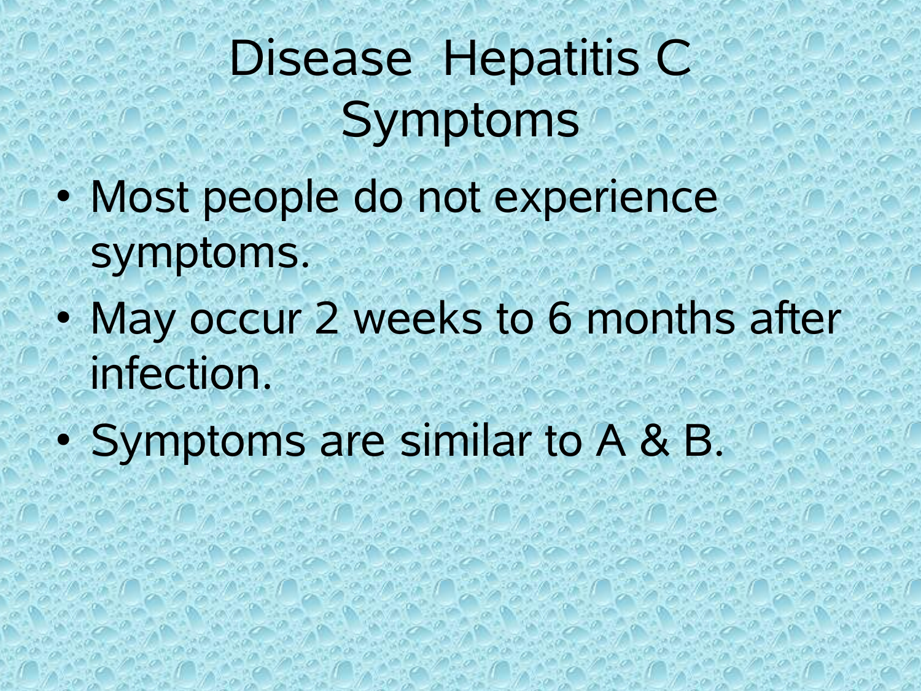# Disease Hepatitis C Symptoms

- Most people do not experience symptoms.
- May occur 2 weeks to 6 months after infection.
- Symptoms are similar to A & B.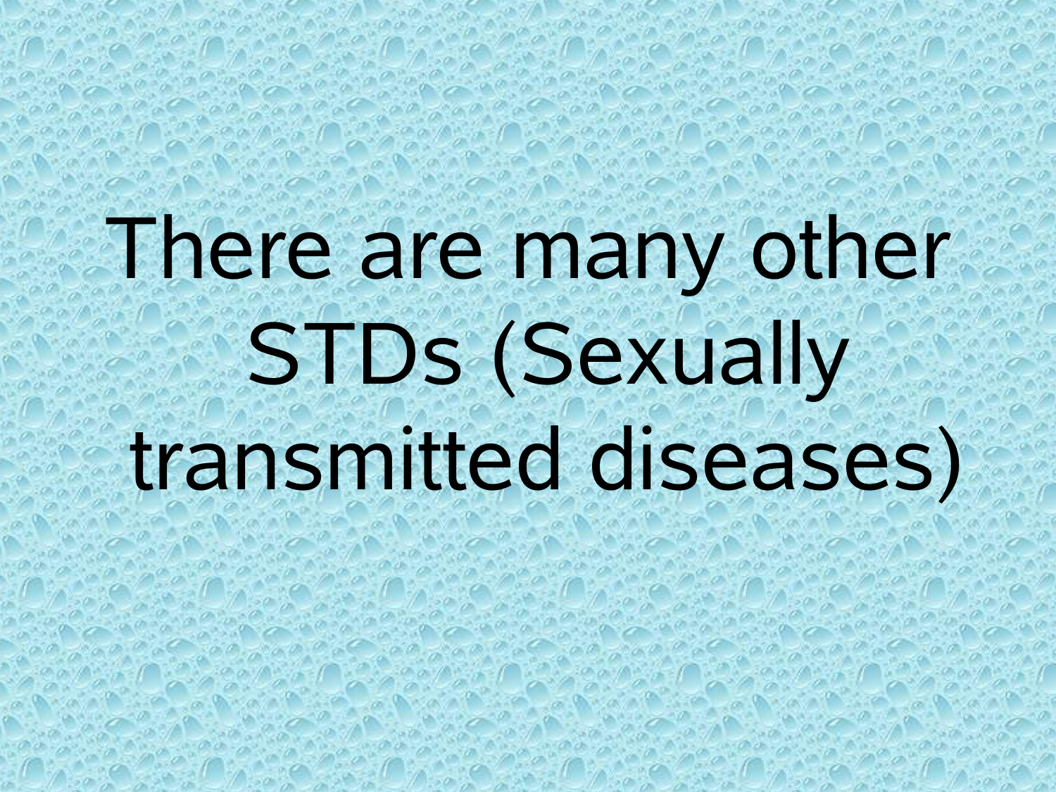# There are many other STDs (Sexually transmitted diseases)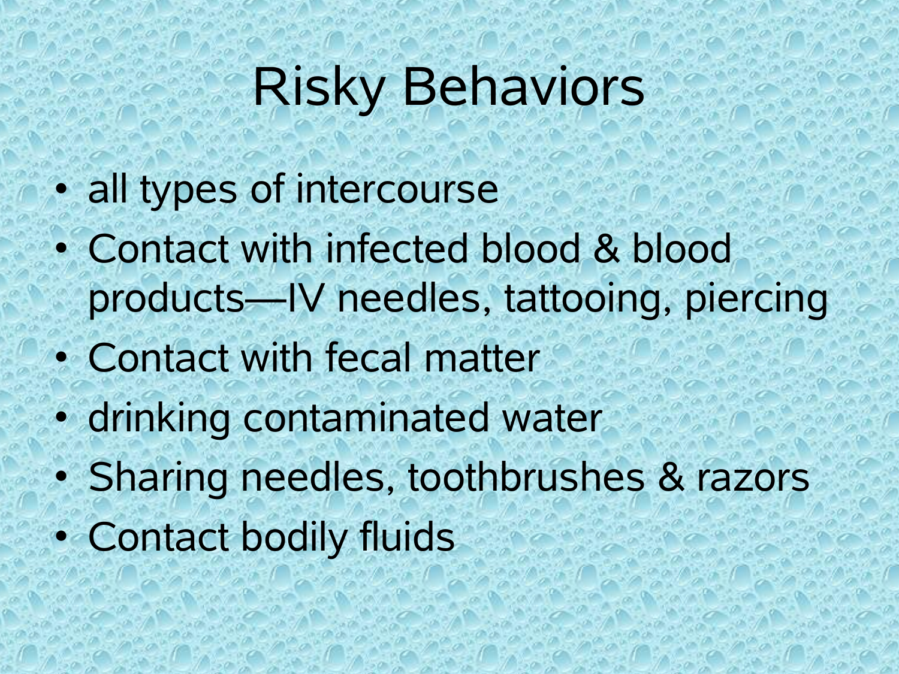# Risky Behaviors

- all types of intercourse
- Contact with infected blood & blood products—IV needles, tattooing, piercing
- Contact with fecal matter
- drinking contaminated water
- Sharing needles, toothbrushes & razors
- Contact bodily fluids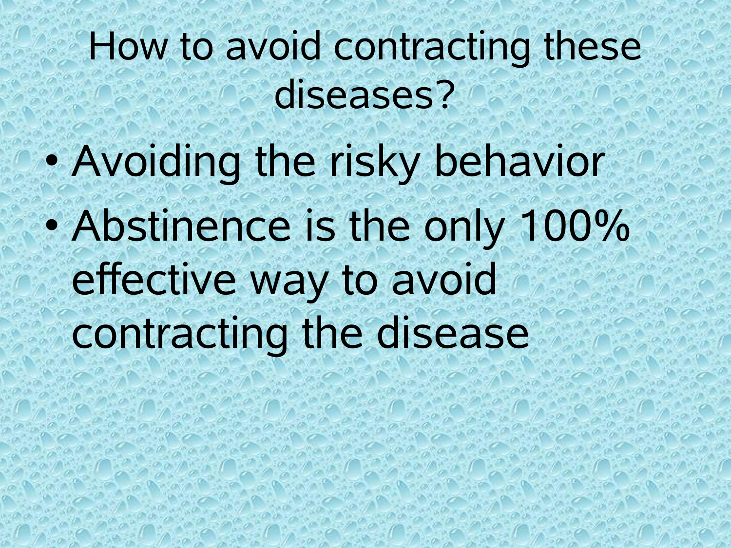# How to avoid contracting these diseases?

- Avoiding the risky behavior
- Abstinence is the only 100% effective way to avoid contracting the disease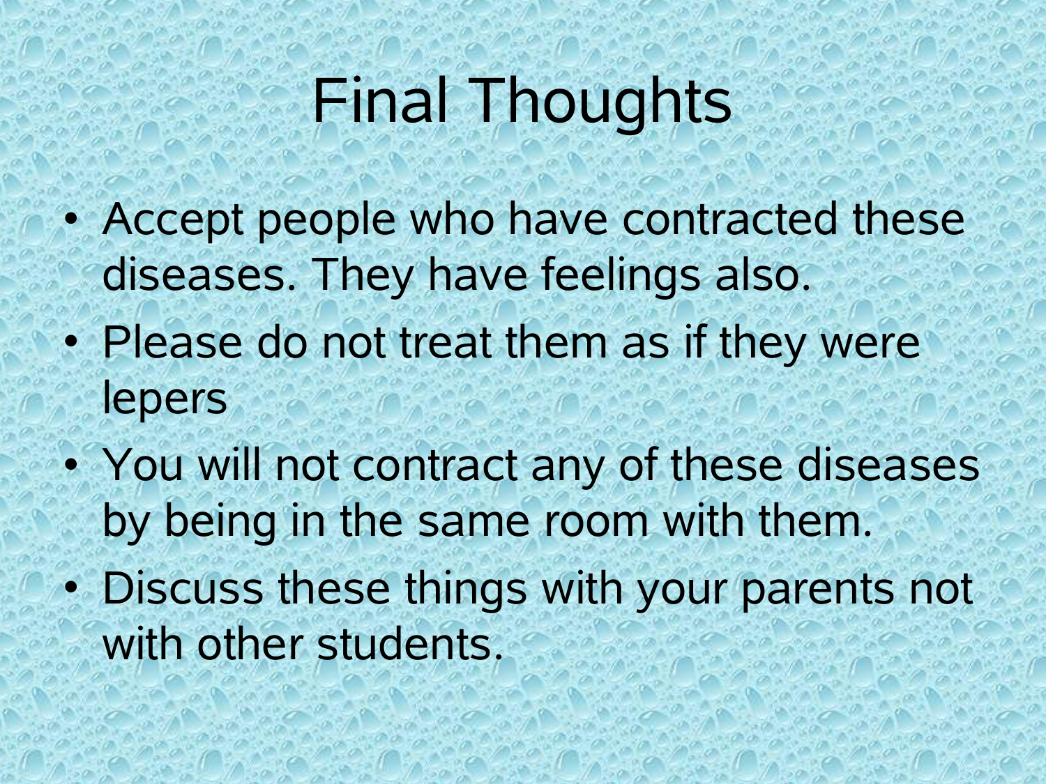# Final Thoughts

- Accept people who have contracted these diseases. They have feelings also.
- Please do not treat them as if they were lepers
- You will not contract any of these diseases by being in the same room with them.
- Discuss these things with your parents not with other students.